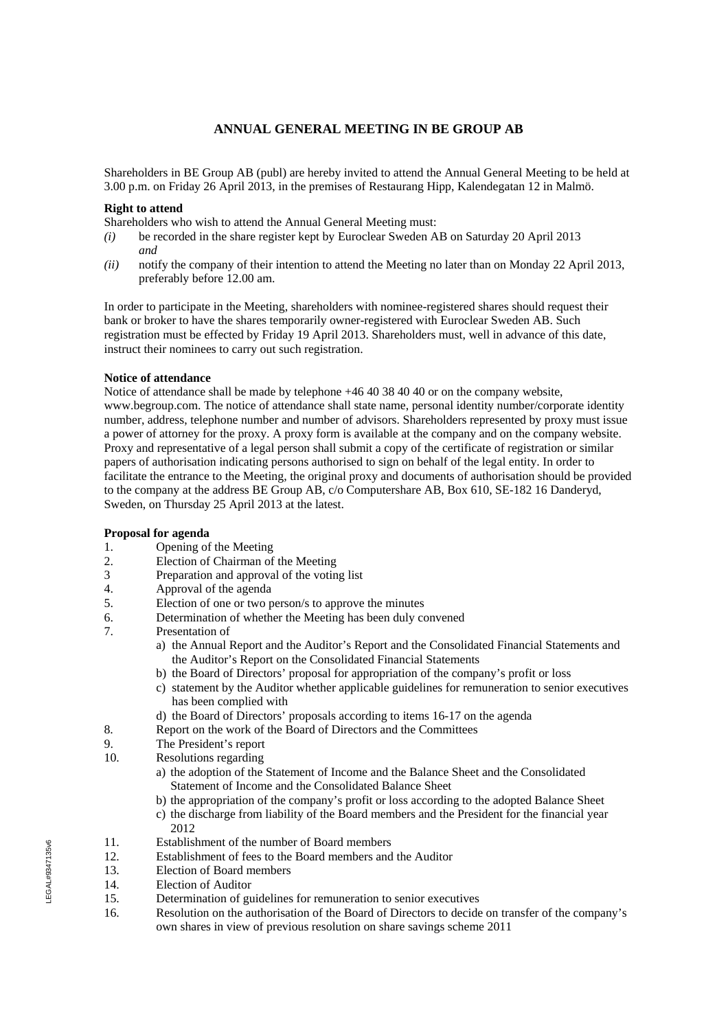# ANNUAL GENERAL MEETING IN BE GROUP AB

Shareholders in BE Group AB (publ) are hereby invited to attend the Annual General Meeting to be held at 3.00 p.m. on Friday 26 April 2013, in the premises of Restaurang Hipp, Kalendegatan 12 in Malmö.

**Right to attend**

Shareholders who wish to attend the Annual General Meeting must:

*(i)* be recorded in the share register kept by Euroclear Sweden AB on Saturday 20 April 2013 *and*

*(ii)* notify the company of their intention to attend the Meeting no later than on Monday 22 April 2013, preferably before 12.00 am.

In order to participate in the Meeting, shareholders with nominee-registered shares should request their bank or broker to have the shares temporarily owner-registered with Euroclear Sweden AB. Such registration must be effected by Friday 19 April 2013. Shareholders must, well in advance of this date, instruct their nominees to carry out such registration.

**Notice of attendance**

Notice of attendance shall be made by telephone +46 40 38 40 40 or on the company website, www.begroup.com. The notice of attendance shall state name, personal identity number/corporate identity number, address, telephone number and number of advisors. Shareholders represented by proxy must issue a power of attorney for the proxy. A proxy form is available at the company and on the company website. Proxy and representative of a legal person shall submit a copy of the certificate of registration or similar papers of authorisation indicating persons authorised to sign on behalf of the legal entity. In order to facilitate the entrance to the Meeting, the original proxy and documents of authorisation should be provided to the company at the address BE Group AB, c/o Computershare AB, Box 610, SE-182 16 Danderyd, Sweden, on Thursday 25 April 2013 at the latest.

**Proposal for agenda**

1. Opening of the Meeting
2. Election of Chairman of the Meeting
3 Preparation and approval of the voting list
4. Approval of the agenda
5. Election of one or two person/s to approve the minutes
6. Determination of whether the Meeting has been duly convened
7. Presentation of
   a) the Annual Report and the Auditor's Report and the Consolidated Financial Statements and the Auditor's Report on the Consolidated Financial Statements
   b) the Board of Directors' proposal for appropriation of the company's profit or loss
   c) statement by the Auditor whether applicable guidelines for remuneration to senior executives has been complied with
   d) the Board of Directors' proposals according to items 16-17 on the agenda
8. Report on the work of the Board of Directors and the Committees
9. The President's report
10. Resolutions regarding
    a) the adoption of the Statement of Income and the Balance Sheet and the Consolidated Statement of Income and the Consolidated Balance Sheet
    b) the appropriation of the company's profit or loss according to the adopted Balance Sheet
    c) the discharge from liability of the Board members and the President for the financial year 2012
11. Establishment of the number of Board members
12. Establishment of fees to the Board members and the Auditor
13. Election of Board members
14. Election of Auditor
15. Determination of guidelines for remuneration to senior executives
16. Resolution on the authorisation of the Board of Directors to decide on transfer of the company's own shares in view of previous resolution on share savings scheme 2011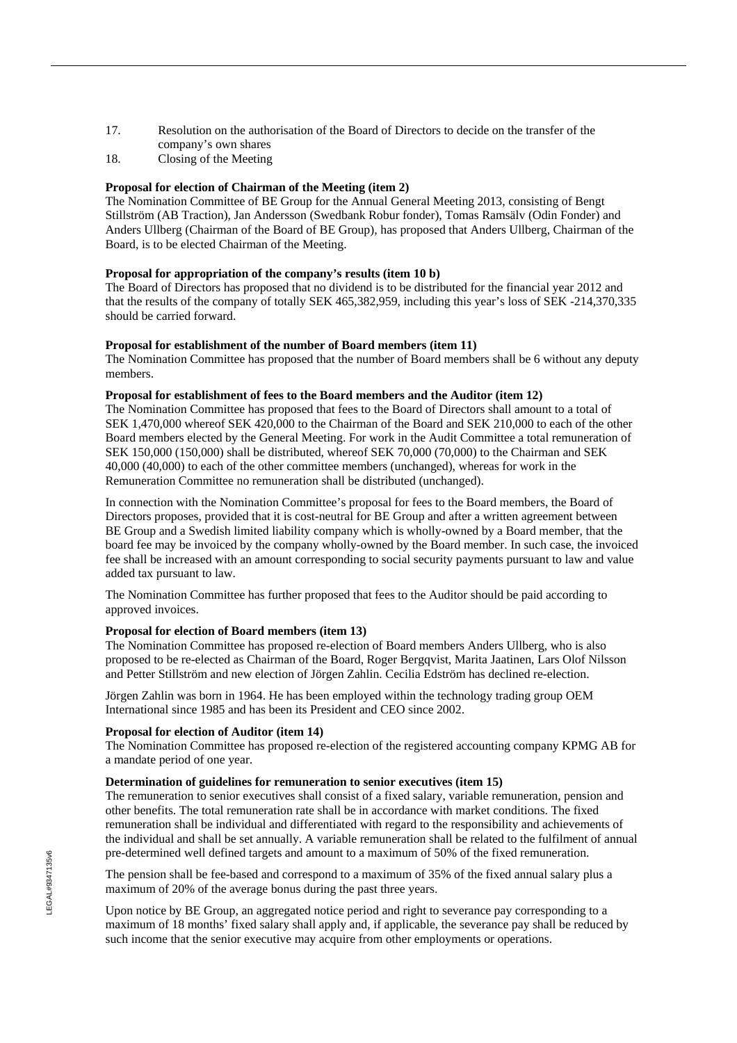17. Resolution on the authorisation of the Board of Directors to decide on the transfer of the company's own shares
18. Closing of the Meeting

**Proposal for election of Chairman of the Meeting (item 2)**
The Nomination Committee of BE Group for the Annual General Meeting 2013, consisting of Bengt Stillström (AB Traction), Jan Andersson (Swedbank Robur fonder), Tomas Ramsälv (Odin Fonder) and Anders Ullberg (Chairman of the Board of BE Group), has proposed that Anders Ullberg, Chairman of the Board, is to be elected Chairman of the Meeting.

**Proposal for appropriation of the company's results (item 10 b)**
The Board of Directors has proposed that no dividend is to be distributed for the financial year 2012 and that the results of the company of totally SEK 465,382,959, including this year's loss of SEK -214,370,335 should be carried forward.

**Proposal for establishment of the number of Board members (item 11)**
The Nomination Committee has proposed that the number of Board members shall be 6 without any deputy members.

**Proposal for establishment of fees to the Board members and the Auditor (item 12)**
The Nomination Committee has proposed that fees to the Board of Directors shall amount to a total of SEK 1,470,000 whereof SEK 420,000 to the Chairman of the Board and SEK 210,000 to each of the other Board members elected by the General Meeting. For work in the Audit Committee a total remuneration of SEK 150,000 (150,000) shall be distributed, whereof SEK 70,000 (70,000) to the Chairman and SEK 40,000 (40,000) to each of the other committee members (unchanged), whereas for work in the Remuneration Committee no remuneration shall be distributed (unchanged).

In connection with the Nomination Committee's proposal for fees to the Board members, the Board of Directors proposes, provided that it is cost-neutral for BE Group and after a written agreement between BE Group and a Swedish limited liability company which is wholly-owned by a Board member, that the board fee may be invoiced by the company wholly-owned by the Board member. In such case, the invoiced fee shall be increased with an amount corresponding to social security payments pursuant to law and value added tax pursuant to law.

The Nomination Committee has further proposed that fees to the Auditor should be paid according to approved invoices.

**Proposal for election of Board members (item 13)**
The Nomination Committee has proposed re-election of Board members Anders Ullberg, who is also proposed to be re-elected as Chairman of the Board, Roger Bergqvist, Marita Jaatinen, Lars Olof Nilsson and Petter Stillström and new election of Jörgen Zahlin. Cecilia Edström has declined re-election.

Jörgen Zahlin was born in 1964. He has been employed within the technology trading group OEM International since 1985 and has been its President and CEO since 2002.

**Proposal for election of Auditor (item 14)**
The Nomination Committee has proposed re-election of the registered accounting company KPMG AB for a mandate period of one year.

**Determination of guidelines for remuneration to senior executives (item 15)**
The remuneration to senior executives shall consist of a fixed salary, variable remuneration, pension and other benefits. The total remuneration rate shall be in accordance with market conditions. The fixed remuneration shall be individual and differentiated with regard to the responsibility and achievements of the individual and shall be set annually. A variable remuneration shall be related to the fulfilment of annual pre-determined well defined targets and amount to a maximum of 50% of the fixed remuneration.

The pension shall be fee-based and correspond to a maximum of 35% of the fixed annual salary plus a maximum of 20% of the average bonus during the past three years.

Upon notice by BE Group, an aggregated notice period and right to severance pay corresponding to a maximum of 18 months' fixed salary shall apply and, if applicable, the severance pay shall be reduced by such income that the senior executive may acquire from other employments or operations.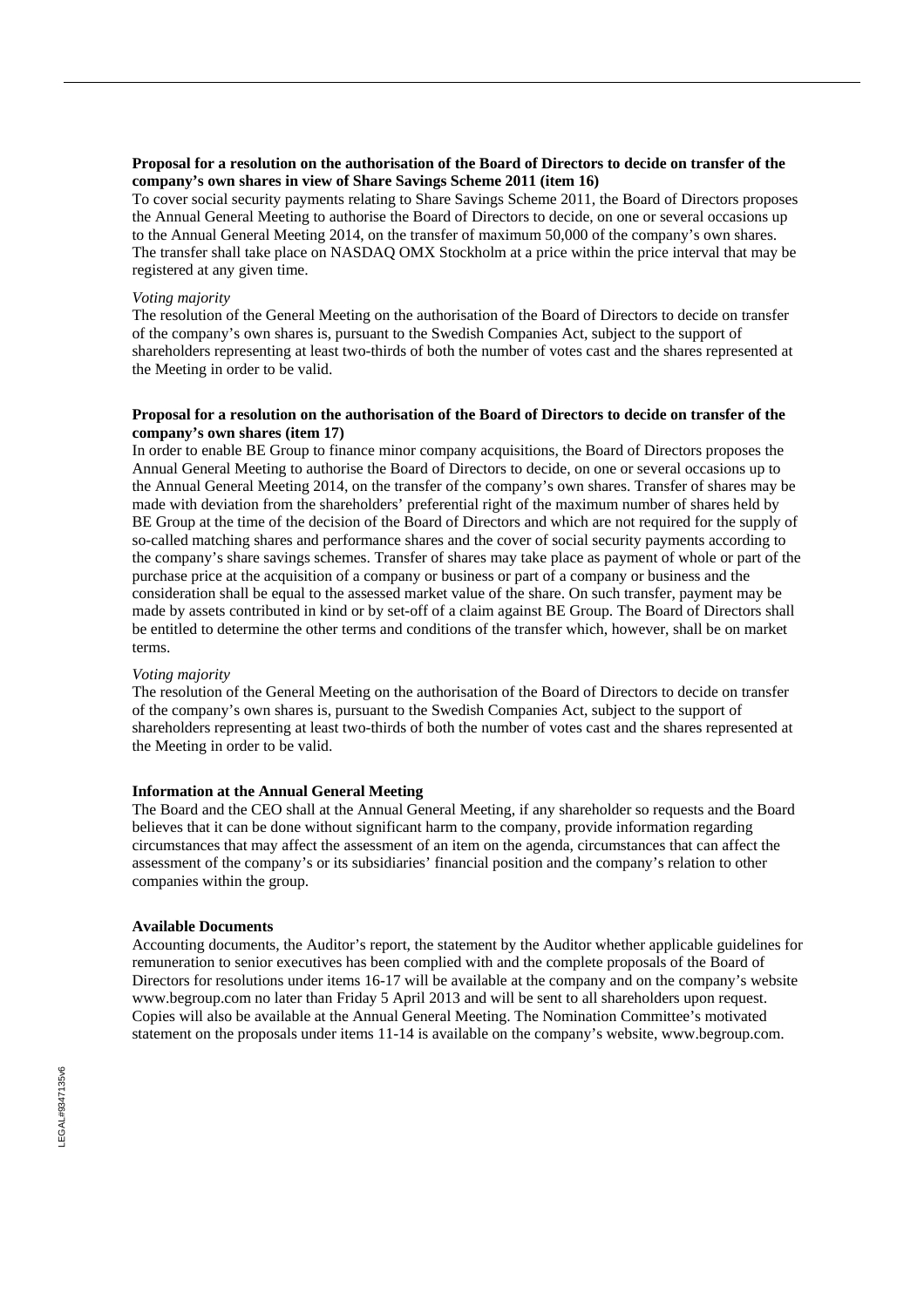**Proposal for a resolution on the authorisation of the Board of Directors to decide on transfer of the company's own shares in view of Share Savings Scheme 2011 (item 16)**

To cover social security payments relating to Share Savings Scheme 2011, the Board of Directors proposes the Annual General Meeting to authorise the Board of Directors to decide, on one or several occasions up to the Annual General Meeting 2014, on the transfer of maximum 50,000 of the company's own shares. The transfer shall take place on NASDAQ OMX Stockholm at a price within the price interval that may be registered at any given time.

*Voting majority*

The resolution of the General Meeting on the authorisation of the Board of Directors to decide on transfer of the company's own shares is, pursuant to the Swedish Companies Act, subject to the support of shareholders representing at least two-thirds of both the number of votes cast and the shares represented at the Meeting in order to be valid.

**Proposal for a resolution on the authorisation of the Board of Directors to decide on transfer of the company's own shares (item 17)**

In order to enable BE Group to finance minor company acquisitions, the Board of Directors proposes the Annual General Meeting to authorise the Board of Directors to decide, on one or several occasions up to the Annual General Meeting 2014, on the transfer of the company's own shares. Transfer of shares may be made with deviation from the shareholders' preferential right of the maximum number of shares held by BE Group at the time of the decision of the Board of Directors and which are not required for the supply of so-called matching shares and performance shares and the cover of social security payments according to the company's share savings schemes. Transfer of shares may take place as payment of whole or part of the purchase price at the acquisition of a company or business or part of a company or business and the consideration shall be equal to the assessed market value of the share. On such transfer, payment may be made by assets contributed in kind or by set-off of a claim against BE Group. The Board of Directors shall be entitled to determine the other terms and conditions of the transfer which, however, shall be on market terms.

*Voting majority*

The resolution of the General Meeting on the authorisation of the Board of Directors to decide on transfer of the company's own shares is, pursuant to the Swedish Companies Act, subject to the support of shareholders representing at least two-thirds of both the number of votes cast and the shares represented at the Meeting in order to be valid.

**Information at the Annual General Meeting**

The Board and the CEO shall at the Annual General Meeting, if any shareholder so requests and the Board believes that it can be done without significant harm to the company, provide information regarding circumstances that may affect the assessment of an item on the agenda, circumstances that can affect the assessment of the company's or its subsidiaries' financial position and the company's relation to other companies within the group.

**Available Documents**

Accounting documents, the Auditor's report, the statement by the Auditor whether applicable guidelines for remuneration to senior executives has been complied with and the complete proposals of the Board of Directors for resolutions under items 16-17 will be available at the company and on the company's website www.begroup.com no later than Friday 5 April 2013 and will be sent to all shareholders upon request. Copies will also be available at the Annual General Meeting. The Nomination Committee's motivated statement on the proposals under items 11-14 is available on the company's website, www.begroup.com.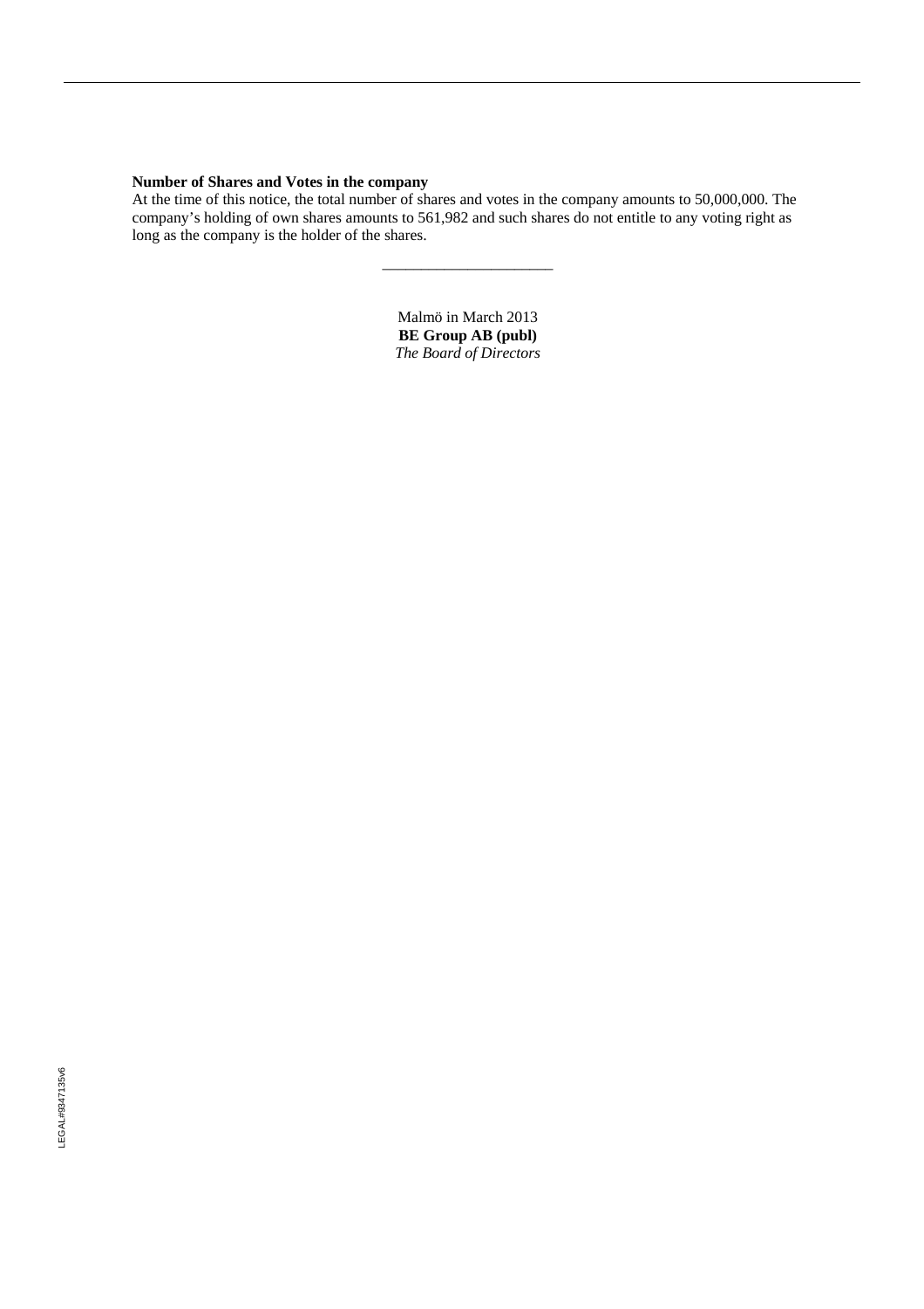**Number of Shares and Votes in the company**

At the time of this notice, the total number of shares and votes in the company amounts to 50,000,000. The company's holding of own shares amounts to 561,982 and such shares do not entitle to any voting right as long as the company is the holder of the shares.

_____________________

Malmö in March 2013  
**BE Group AB (publ)**  
*The Board of Directors*